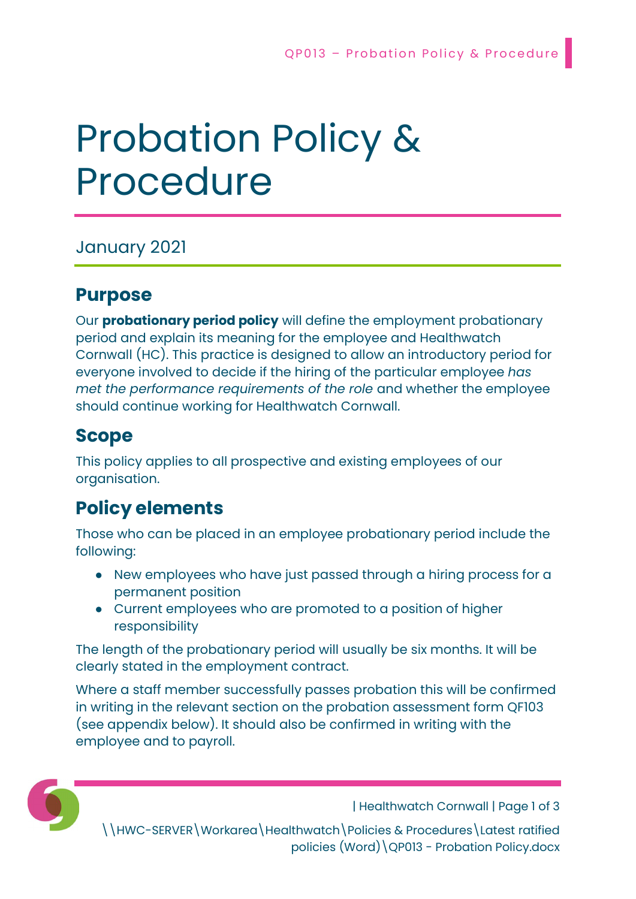# Probation Policy & Procedure

January 2021

## Purpose

Our **probationary period policy** will define the employment probationary period and explain its meaning for the employee and Healthwatch Cornwall (HC). This practice is designed to allow an introductory period for everyone involved to decide if the hiring of the particular employee *has met the performance requirements of the role* and whether the employee should continue working for Healthwatch Cornwall.

## Scope

This policy applies to all prospective and existing employees of our organisation.

## Policy elements

Those who can be placed in an employee probationary period include the following:

- New employees who have just passed through a hiring process for a permanent position
- Current employees who are promoted to a position of higher responsibility

The length of the probationary period will usually be six months. It will be clearly stated in the employment contract.

Where a staff member successfully passes probation this will be confirmed in writing in the relevant section on the probation assessment form QF103 (see appendix below). It should also be confirmed in writing with the employee and to payroll.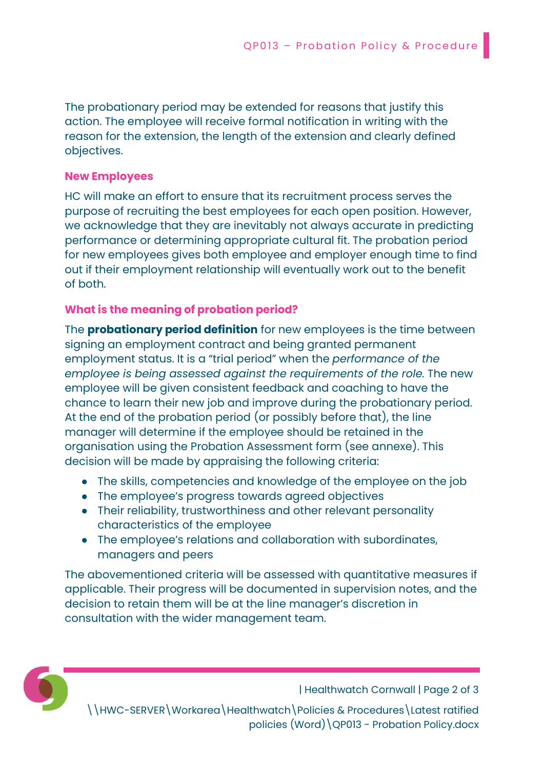The probationary period may be extended for reasons that justify this action. The employee will receive formal notification in writing with the reason for the extension, the length of the extension and clearly defined objectives.

### New Employees

HC will make an effort to ensure that its recruitment process serves the purpose of recruiting the best employees for each open position. However, we acknowledge that they are inevitably not always accurate in predicting performance or determining appropriate cultural fit. The probation period for new employees gives both employee and employer enough time to find out if their employment relationship will eventually work out to the benefit of both.

### What is the meaning of probation period?

The **probationary period definition** for new employees is the time between signing an employment contract and being granted permanent employment status. It is a "trial period" when the *performance of the employee is being assessed against the requirements of the role.* The new employee will be given consistent feedback and coaching to have the chance to learn their new job and improve during the probationary period. At the end of the probation period (or possibly before that), the line manager will determine if the employee should be retained in the organisation using the Probation Assessment form (see annexe). This decision will be made by appraising the following criteria:

- The skills, competencies and knowledge of the employee on the job
- The employee's progress towards agreed objectives
- Their reliability, trustworthiness and other relevant personality characteristics of the employee
- The employee's relations and collaboration with subordinates, managers and peers

The abovementioned criteria will be assessed with quantitative measures if applicable. Their progress will be documented in supervision notes, and the decision to retain them will be at the line manager's discretion in consultation with the wider management team.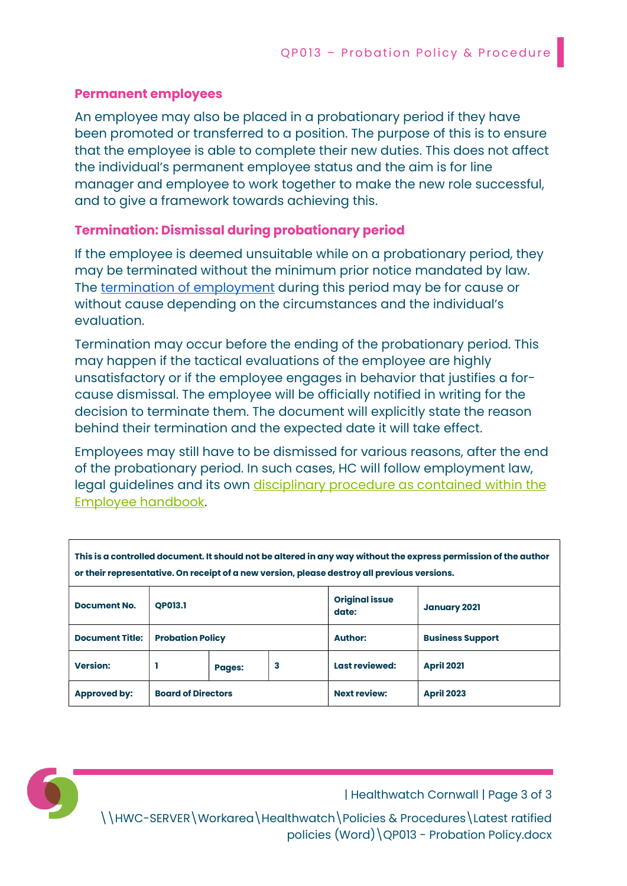### Permanent employees

An employee may also be placed in a probationary period if they have been promoted or transferred to a position. The purpose of this is to ensure that the employee is able to complete their new duties. This does not affect the individual's permanent employee status and the aim is for line manager and employee to work together to make the new role successful, and to give a framework towards achieving this.

### Termination: Dismissal during probationary period

If the employee is deemed unsuitable while on a probationary period, they may be terminated without the minimum prior notice mandated by law. The termination of employment during this period may be for cause or without cause depending on the circumstances and the individual's evaluation.

Termination may occur before the ending of the probationary period. This may happen if the tactical evaluations of the employee are highly unsatisfactory or if the employee engages in behavior that justifies a for-cause dismissal. The employee will be officially notified in writing for the decision to terminate them. The document will explicitly state the reason behind their termination and the expected date it will take effect.

Employees may still have to be dismissed for various reasons, after the end of the probationary period. In such cases, HC will follow employment law, legal guidelines and its own disciplinary procedure as contained within the Employee handbook.

| **This is a controlled document. It should not be altered in any way without the express permission of the author or their representative. On receipt of a new version, please destroy all previous versions.** | | | | | |
|---|---|---|---|---|---|
| **Document No.** | **QP013.1** | | | **Original issue date:** | **January 2021** |
| **Document Title:** | **Probation Policy** | | | **Author:** | **Business Support** |
| **Version:** | **1** | **Pages:** | **3** | **Last reviewed:** | **April 2021** |
| **Approved by:** | **Board of Directors** | | | **Next review:** | **April 2023** |

\\HWC-SERVER\Workarea\Healthwatch\Policies & Procedures\Latest ratified policies (Word)\QP013 - Probation Policy.docx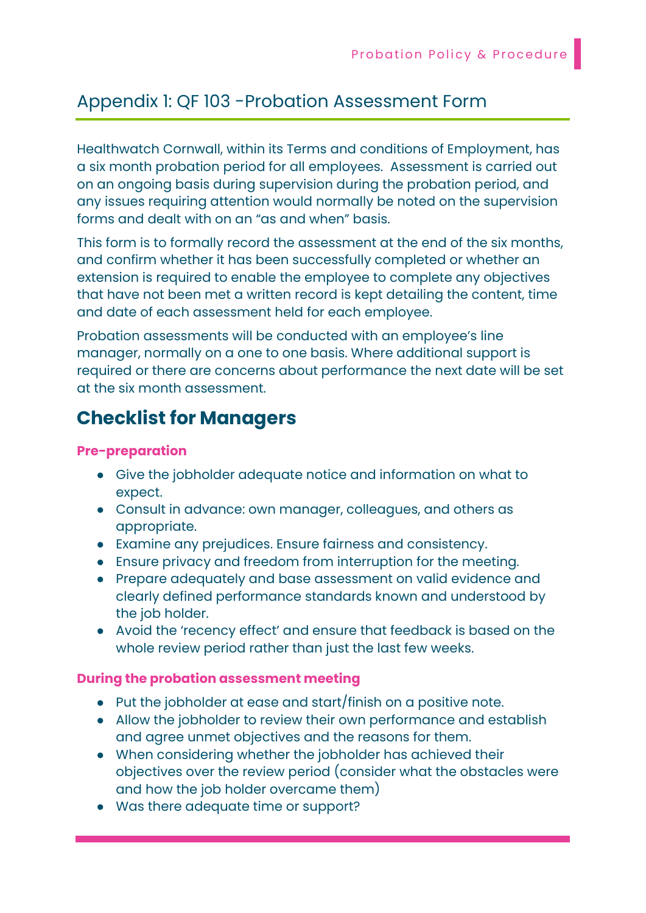## Appendix 1: QF 103 -Probation Assessment Form

Healthwatch Cornwall, within its Terms and conditions of Employment, has a six month probation period for all employees. Assessment is carried out on an ongoing basis during supervision during the probation period, and any issues requiring attention would normally be noted on the supervision forms and dealt with on an "as and when" basis.

This form is to formally record the assessment at the end of the six months, and confirm whether it has been successfully completed or whether an extension is required to enable the employee to complete any objectives that have not been met a written record is kept detailing the content, time and date of each assessment held for each employee.

Probation assessments will be conducted with an employee's line manager, normally on a one to one basis. Where additional support is required or there are concerns about performance the next date will be set at the six month assessment.

# Checklist for Managers

### Pre-preparation

- Give the jobholder adequate notice and information on what to expect.
- Consult in advance: own manager, colleagues, and others as appropriate.
- Examine any prejudices. Ensure fairness and consistency.
- Ensure privacy and freedom from interruption for the meeting.
- Prepare adequately and base assessment on valid evidence and clearly defined performance standards known and understood by the job holder.
- Avoid the 'recency effect' and ensure that feedback is based on the whole review period rather than just the last few weeks.

### During the probation assessment meeting

- Put the jobholder at ease and start/finish on a positive note.
- Allow the jobholder to review their own performance and establish and agree unmet objectives and the reasons for them.
- When considering whether the jobholder has achieved their objectives over the review period (consider what the obstacles were and how the job holder overcame them)
- Was there adequate time or support?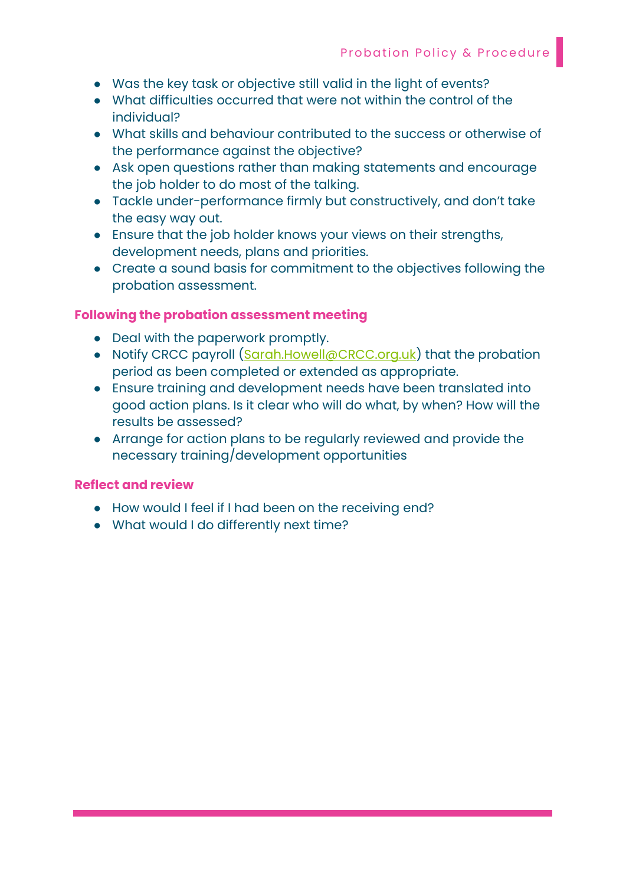- Was the key task or objective still valid in the light of events?
- What difficulties occurred that were not within the control of the individual?
- What skills and behaviour contributed to the success or otherwise of the performance against the objective?
- Ask open questions rather than making statements and encourage the job holder to do most of the talking.
- Tackle under-performance firmly but constructively, and don't take the easy way out.
- Ensure that the job holder knows your views on their strengths, development needs, plans and priorities.
- Create a sound basis for commitment to the objectives following the probation assessment.

**Following the probation assessment meeting**

- Deal with the paperwork promptly.
- Notify CRCC payroll (Sarah.Howell@CRCC.org.uk) that the probation period as been completed or extended as appropriate.
- Ensure training and development needs have been translated into good action plans. Is it clear who will do what, by when? How will the results be assessed?
- Arrange for action plans to be regularly reviewed and provide the necessary training/development opportunities

**Reflect and review**

- How would I feel if I had been on the receiving end?
- What would I do differently next time?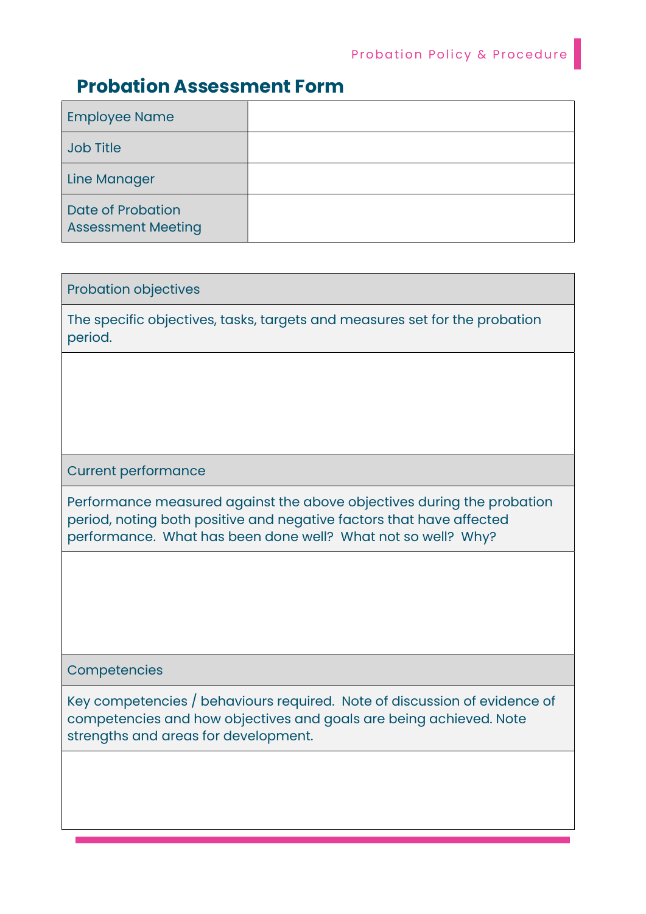## Probation Assessment Form

| Employee Name | |
|---|---|
| Job Title | |
| Line Manager | |
| Date of Probation Assessment Meeting | |

| Probation objectives |
|---|
| The specific objectives, tasks, targets and measures set for the probation period. |
| |
| **Current performance** |
| Performance measured against the above objectives during the probation period, noting both positive and negative factors that have affected performance. What has been done well? What not so well? Why? |
| |
| **Competencies** |
| Key competencies / behaviours required. Note of discussion of evidence of competencies and how objectives and goals are being achieved. Note strengths and areas for development. |
| |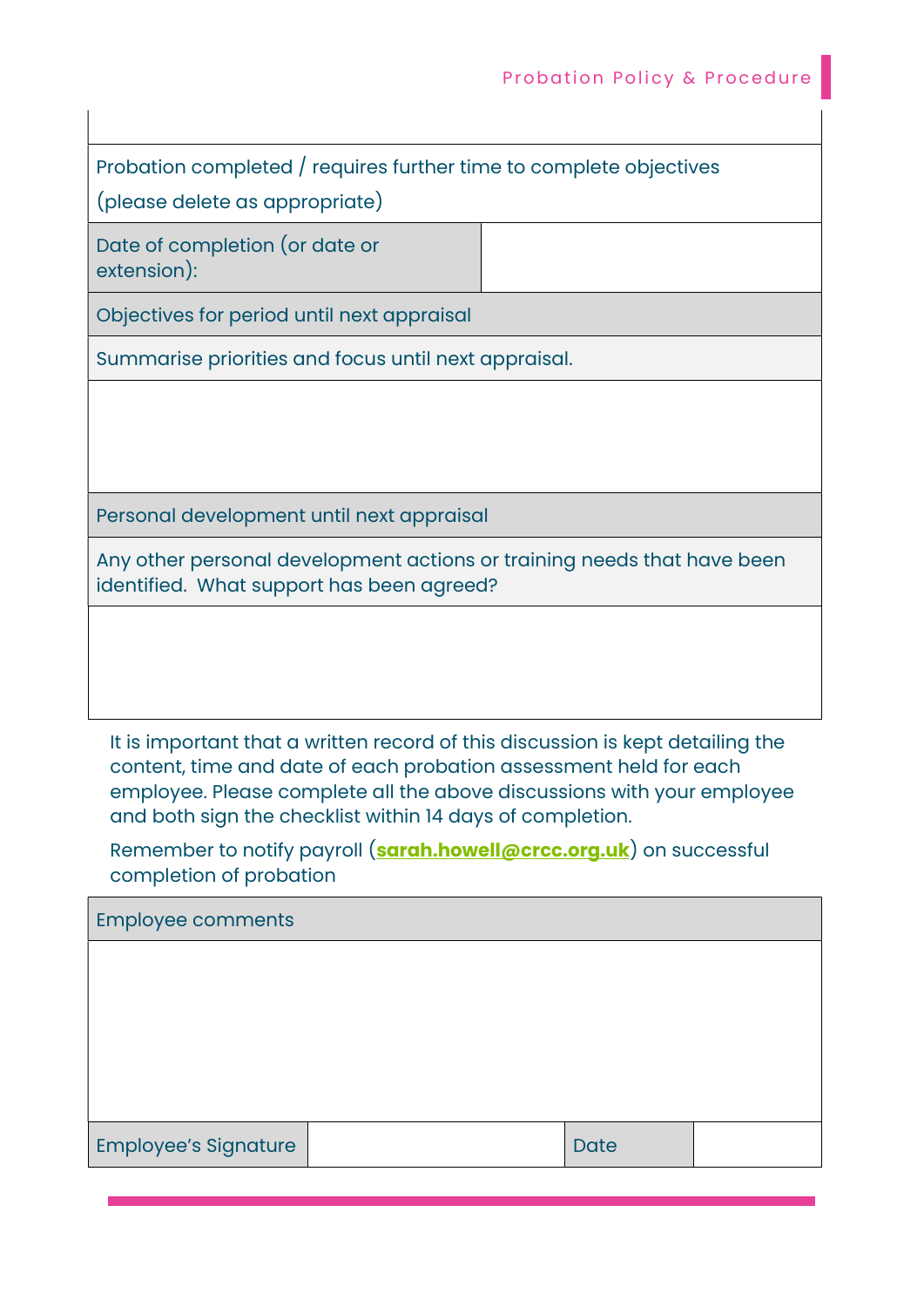| |
|---|
| |
| Probation completed / requires further time to complete objectives<br>(please delete as appropriate) |

| | |
|---|---|
| Date of completion (or date or extension): | |

| |
|---|
| Objectives for period until next appraisal |
| Summarise priorities and focus until next appraisal. |
| |
| Personal development until next appraisal |
| Any other personal development actions or training needs that have been identified. What support has been agreed? |
| |

It is important that a written record of this discussion is kept detailing the content, time and date of each probation assessment held for each employee. Please complete all the above discussions with your employee and both sign the checklist within 14 days of completion.

Remember to notify payroll (**sarah.howell@crcc.org.uk**) on successful completion of probation

| | | | |
|---|---|---|---|
| Employee comments | | | |
| | | | |
| Employee's Signature | | Date | |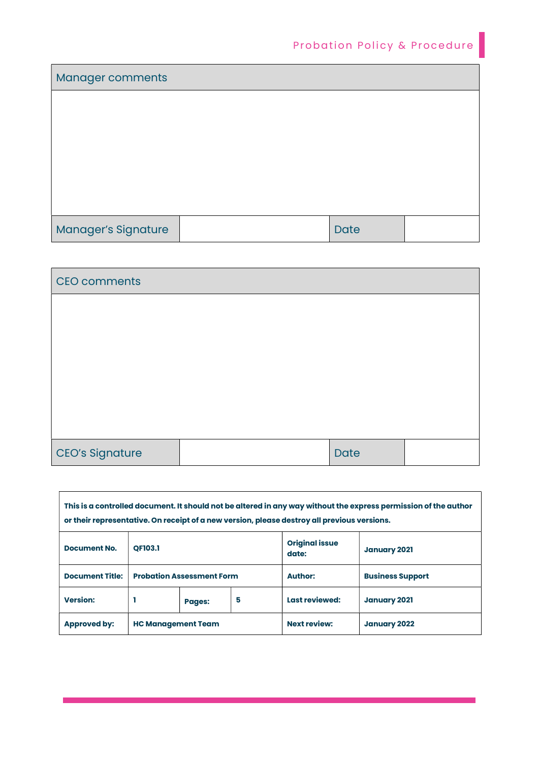| Manager comments | | | |
|---|---|---|---|
| | | | |
| Manager's Signature | | Date | |

| CEO comments | | | |
|---|---|---|---|
| | | | |
| CEO's Signature | | Date | |

**This is a controlled document. It should not be altered in any way without the express permission of the author or their representative. On receipt of a new version, please destroy all previous versions.**

| | | | | | |
|---|---|---|---|---|---|
| **Document No.** | **QF103.1** | | | **Original issue date:** | **January 2021** |
| **Document Title:** | **Probation Assessment Form** | | | **Author:** | **Business Support** |
| **Version:** | **1** | **Pages:** | **5** | **Last reviewed:** | **January 2021** |
| **Approved by:** | **HC Management Team** | | | **Next review:** | **January 2022** |